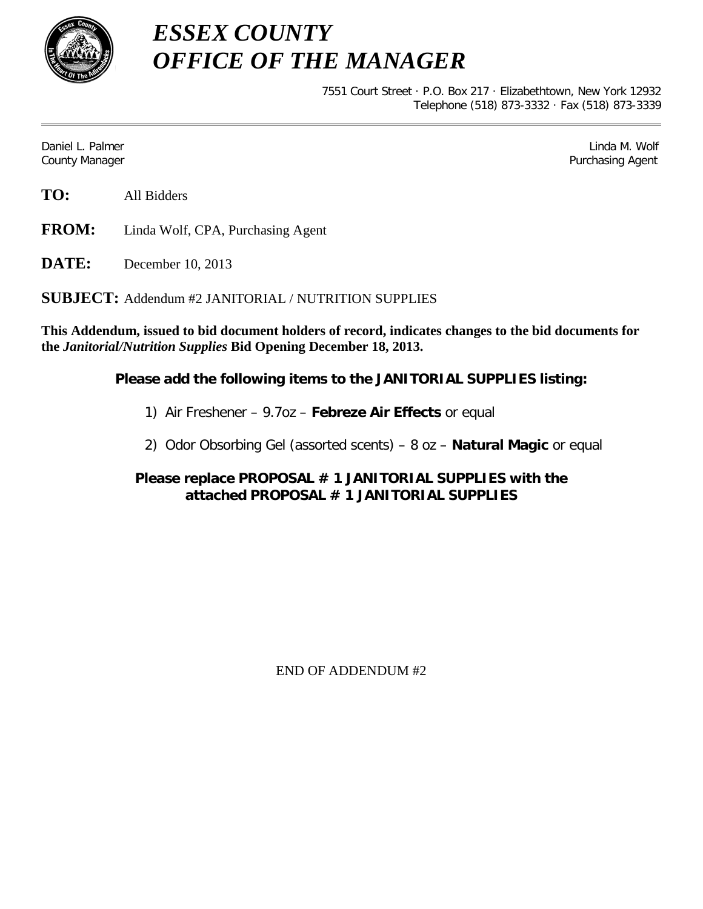# *ESSEX COUNTY*
# *OFFICE OF THE MANAGER*

7551 Court Street · P.O. Box 217 · Elizabethtown, New York 12932
Telephone (518) 873-3332 · Fax (518) 873-3339

Daniel L. Palmer
County Manager

Linda M. Wolf
Purchasing Agent

**TO:** All Bidders

**FROM:** Linda Wolf, CPA, Purchasing Agent

**DATE:** December 10, 2013

**SUBJECT:** Addendum #2 JANITORIAL / NUTRITION SUPPLIES

**This Addendum, issued to bid document holders of record, indicates changes to the bid documents for the *Janitorial/Nutrition Supplies* Bid Opening December 18, 2013.**

**Please add the following items to the JANITORIAL SUPPLIES listing:**

1) Air Freshener – 9.7oz – **Febreze Air Effects** or equal

2) Odor Obsorbing Gel (assorted scents) – 8 oz – **Natural Magic** or equal

**Please replace PROPOSAL # 1 JANITORIAL SUPPLIES with the attached PROPOSAL # 1 JANITORIAL SUPPLIES**

END OF ADDENDUM #2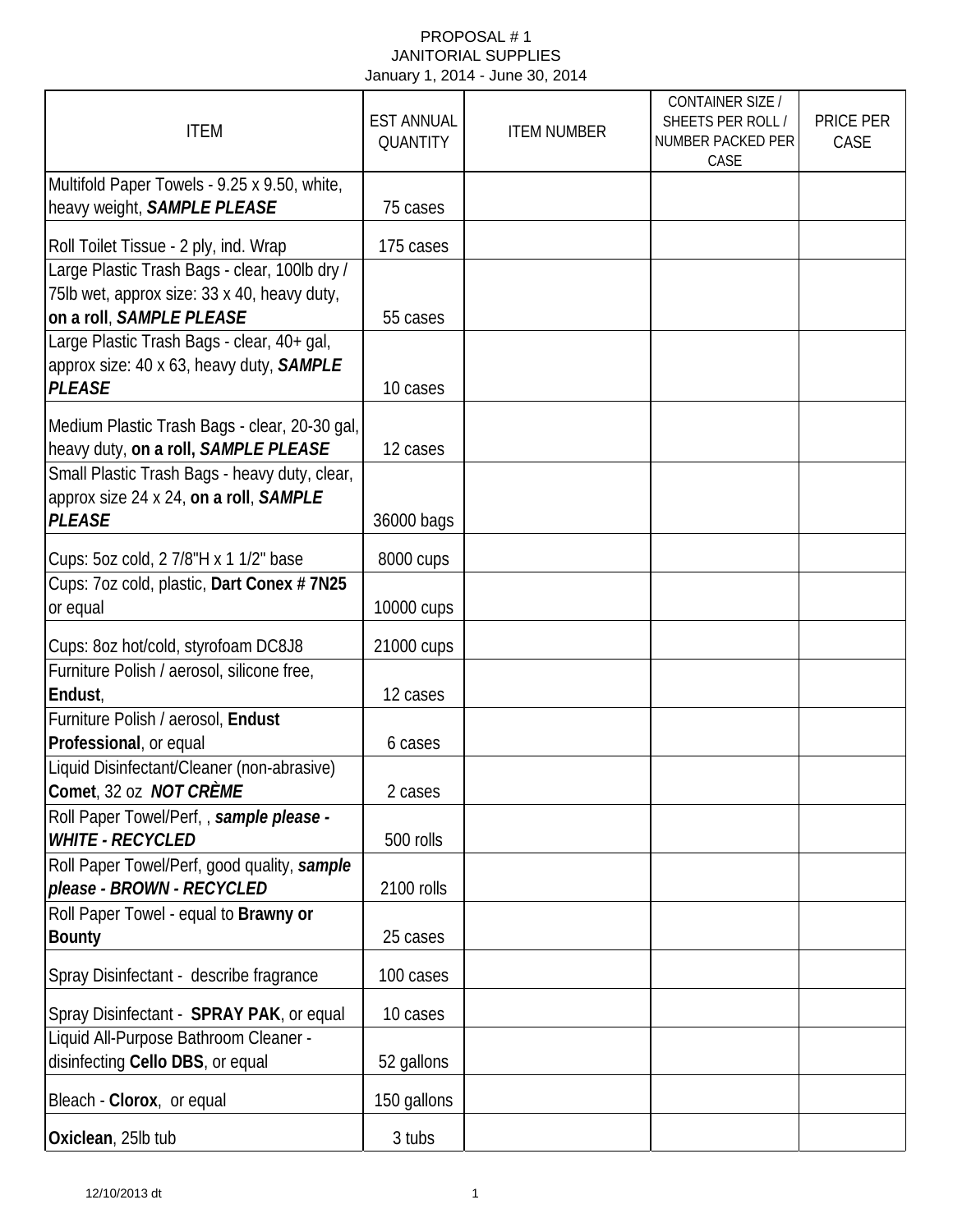# PROPOSAL # 1
## JANITORIAL SUPPLIES
### January 1, 2014 - June 30, 2014

| ITEM | EST ANNUAL QUANTITY | ITEM NUMBER | CONTAINER SIZE / SHEETS PER ROLL / NUMBER PACKED PER CASE | PRICE PER CASE |
|---|---|---|---|---|
| Multifold Paper Towels - 9.25 x 9.50, white, heavy weight, ***SAMPLE PLEASE*** | 75 cases | | | |
| Roll Toilet Tissue - 2 ply, ind. Wrap | 175 cases | | | |
| Large Plastic Trash Bags - clear, 100lb dry / 75lb wet, approx size: 33 x 40, heavy duty, **on a roll**, ***SAMPLE PLEASE*** | 55 cases | | | |
| Large Plastic Trash Bags - clear, 40+ gal, approx size: 40 x 63, heavy duty, ***SAMPLE PLEASE*** | 10 cases | | | |
| Medium Plastic Trash Bags - clear, 20-30 gal, heavy duty, **on a roll, *SAMPLE PLEASE*** | 12 cases | | | |
| Small Plastic Trash Bags - heavy duty, clear, approx size 24 x 24, **on a roll**, ***SAMPLE PLEASE*** | 36000 bags | | | |
| Cups: 5oz cold, 2 7/8"H x 1 1/2" base | 8000 cups | | | |
| Cups: 7oz cold, plastic, **Dart Conex # 7N25** or equal | 10000 cups | | | |
| Cups: 8oz hot/cold, styrofoam DC8J8 | 21000 cups | | | |
| Furniture Polish / aerosol, silicone free, **Endust**, | 12 cases | | | |
| Furniture Polish / aerosol, **Endust Professional**, or equal | 6 cases | | | |
| Liquid Disinfectant/Cleaner (non-abrasive) **Comet**, 32 oz ***NOT CRÈME*** | 2 cases | | | |
| Roll Paper Towel/Perf, , ***sample please - WHITE - RECYCLED*** | 500 rolls | | | |
| Roll Paper Towel/Perf, good quality, ***sample please - BROWN - RECYCLED*** | 2100 rolls | | | |
| Roll Paper Towel - equal to **Brawny or Bounty** | 25 cases | | | |
| Spray Disinfectant - describe fragrance | 100 cases | | | |
| Spray Disinfectant - **SPRAY PAK**, or equal | 10 cases | | | |
| Liquid All-Purpose Bathroom Cleaner - disinfecting **Cello DBS**, or equal | 52 gallons | | | |
| Bleach - **Clorox**, or equal | 150 gallons | | | |
| **Oxiclean**, 25lb tub | 3 tubs | | | |

12/10/2013 dt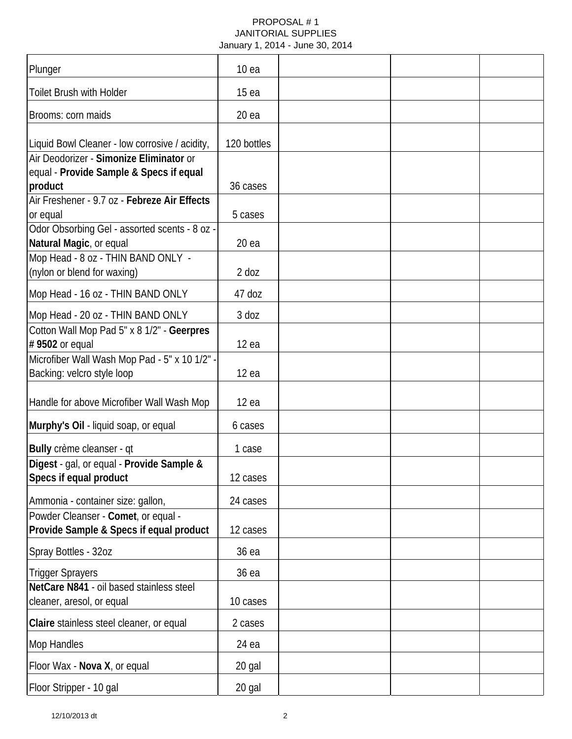PROPOSAL # 1
JANITORIAL SUPPLIES
January 1, 2014 - June 30, 2014

| | | | | |
|---|---|---|---|---|
| Plunger | 10 ea | | | |
| Toilet Brush with Holder | 15 ea | | | |
| Brooms: corn maids | 20 ea | | | |
| Liquid Bowl Cleaner - low corrosive / acidity, | 120 bottles | | | |
| Air Deodorizer - **Simonize Eliminator** or equal - **Provide Sample & Specs if equal product** | 36 cases | | | |
| Air Freshener - 9.7 oz - **Febreze Air Effects** or equal | 5 cases | | | |
| Odor Obsorbing Gel - assorted scents - 8 oz - **Natural Magic**, or equal | 20 ea | | | |
| Mop Head - 8 oz - THIN BAND ONLY - (nylon or blend for waxing) | 2 doz | | | |
| Mop Head - 16 oz - THIN BAND ONLY | 47 doz | | | |
| Mop Head - 20 oz - THIN BAND ONLY | 3 doz | | | |
| Cotton Wall Mop Pad 5" x 8 1/2" - **Geerpres # 9502** or equal | 12 ea | | | |
| Microfiber Wall Wash Mop Pad - 5" x 10 1/2" - Backing: velcro style loop | 12 ea | | | |
| Handle for above Microfiber Wall Wash Mop | 12 ea | | | |
| **Murphy's Oil** - liquid soap, or equal | 6 cases | | | |
| **Bully** crème cleanser - qt | 1 case | | | |
| **Digest** - gal, or equal - **Provide Sample & Specs if equal product** | 12 cases | | | |
| Ammonia - container size: gallon, | 24 cases | | | |
| Powder Cleanser - **Comet**, or equal - **Provide Sample & Specs if equal product** | 12 cases | | | |
| Spray Bottles - 32oz | 36 ea | | | |
| Trigger Sprayers | 36 ea | | | |
| **NetCare N841** - oil based stainless steel cleaner, aresol, or equal | 10 cases | | | |
| **Claire** stainless steel cleaner, or equal | 2 cases | | | |
| Mop Handles | 24 ea | | | |
| Floor Wax - **Nova X**, or equal | 20 gal | | | |
| Floor Stripper - 10 gal | 20 gal | | | |

12/10/2013 dt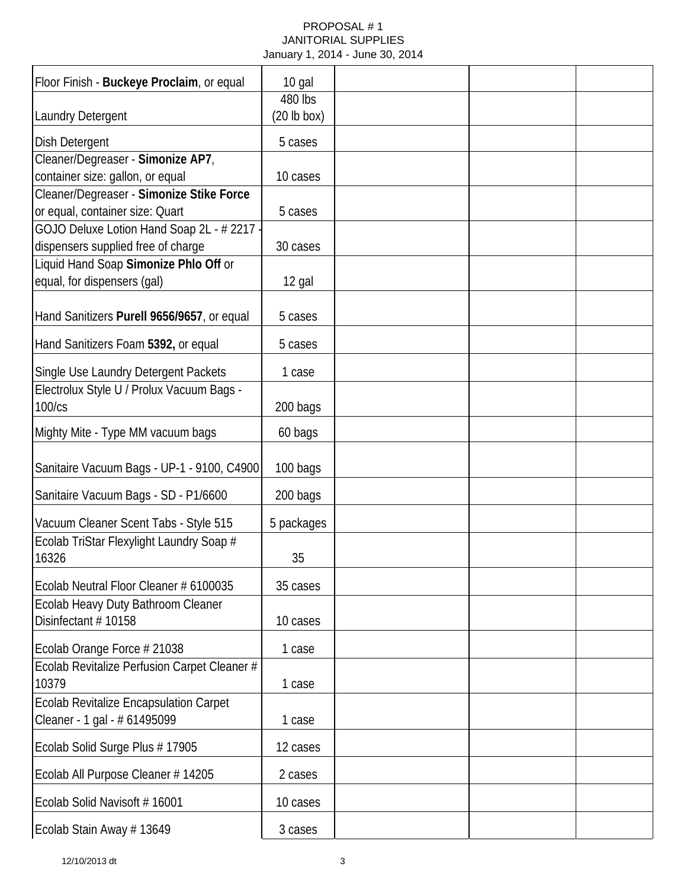PROPOSAL # 1
JANITORIAL SUPPLIES
January 1, 2014 - June 30, 2014

| | | | | |
|---|---|---|---|---|
| Floor Finish - **Buckeye Proclaim**, or equal | 10 gal | | | |
| Laundry Detergent | 480 lbs (20 lb box) | | | |
| Dish Detergent | 5 cases | | | |
| Cleaner/Degreaser - **Simonize AP7**, container size: gallon, or equal | 10 cases | | | |
| Cleaner/Degreaser - **Simonize Stike Force** or equal, container size: Quart | 5 cases | | | |
| GOJO Deluxe Lotion Hand Soap 2L - # 2217 - dispensers supplied free of charge | 30 cases | | | |
| Liquid Hand Soap **Simonize Phlo Off** or equal, for dispensers (gal) | 12 gal | | | |
| Hand Sanitizers **Purell 9656/9657**, or equal | 5 cases | | | |
| Hand Sanitizers Foam **5392,** or equal | 5 cases | | | |
| Single Use Laundry Detergent Packets | 1 case | | | |
| Electrolux Style U / Prolux Vacuum Bags - 100/cs | 200 bags | | | |
| Mighty Mite - Type MM vacuum bags | 60 bags | | | |
| Sanitaire Vacuum Bags - UP-1 - 9100, C4900 | 100 bags | | | |
| Sanitaire Vacuum Bags - SD - P1/6600 | 200 bags | | | |
| Vacuum Cleaner Scent Tabs - Style 515 | 5 packages | | | |
| Ecolab TriStar Flexylight Laundry Soap # 16326 | 35 | | | |
| Ecolab Neutral Floor Cleaner # 6100035 | 35 cases | | | |
| Ecolab Heavy Duty Bathroom Cleaner Disinfectant # 10158 | 10 cases | | | |
| Ecolab Orange Force # 21038 | 1 case | | | |
| Ecolab Revitalize Perfusion Carpet Cleaner # 10379 | 1 case | | | |
| Ecolab Revitalize Encapsulation Carpet Cleaner - 1 gal - # 61495099 | 1 case | | | |
| Ecolab Solid Surge Plus # 17905 | 12 cases | | | |
| Ecolab All Purpose Cleaner # 14205 | 2 cases | | | |
| Ecolab Solid Navisoft # 16001 | 10 cases | | | |
| Ecolab Stain Away # 13649 | 3 cases | | | |

12/10/2013 dt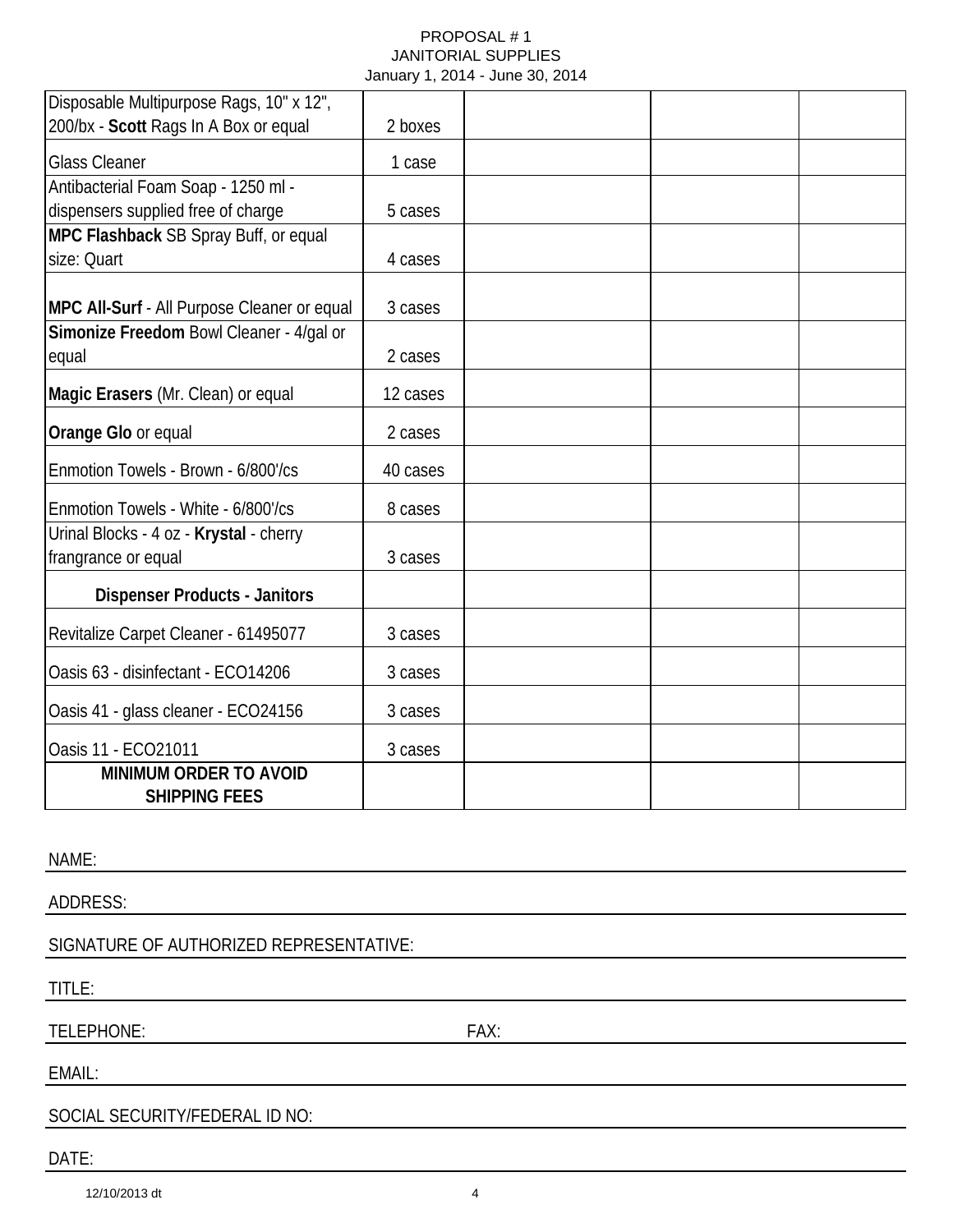PROPOSAL # 1
JANITORIAL SUPPLIES
January 1, 2014 - June 30, 2014

| | | | | |
|---|---|---|---|---|
| Disposable Multipurpose Rags, 10" x 12", 200/bx - **Scott** Rags In A Box or equal | 2 boxes | | | |
| Glass Cleaner | 1 case | | | |
| Antibacterial Foam Soap - 1250 ml - dispensers supplied free of charge | 5 cases | | | |
| **MPC Flashback** SB Spray Buff, or equal size: Quart | 4 cases | | | |
| **MPC All-Surf** - All Purpose Cleaner or equal | 3 cases | | | |
| **Simonize Freedom** Bowl Cleaner - 4/gal or equal | 2 cases | | | |
| **Magic Erasers** (Mr. Clean) or equal | 12 cases | | | |
| **Orange Glo** or equal | 2 cases | | | |
| Enmotion Towels - Brown - 6/800'/cs | 40 cases | | | |
| Enmotion Towels - White - 6/800'/cs | 8 cases | | | |
| Urinal Blocks - 4 oz - **Krystal** - cherry frangrance or equal | 3 cases | | | |
| **Dispenser Products - Janitors** | | | | |
| Revitalize Carpet Cleaner - 61495077 | 3 cases | | | |
| Oasis 63 - disinfectant - ECO14206 | 3 cases | | | |
| Oasis 41 - glass cleaner - ECO24156 | 3 cases | | | |
| Oasis 11 - ECO21011 | 3 cases | | | |
| **MINIMUM ORDER TO AVOID SHIPPING FEES** | | | | |

NAME:

ADDRESS:

SIGNATURE OF AUTHORIZED REPRESENTATIVE:

TITLE:

TELEPHONE: FAX:

EMAIL:

SOCIAL SECURITY/FEDERAL ID NO:

DATE:

12/10/2013 dt